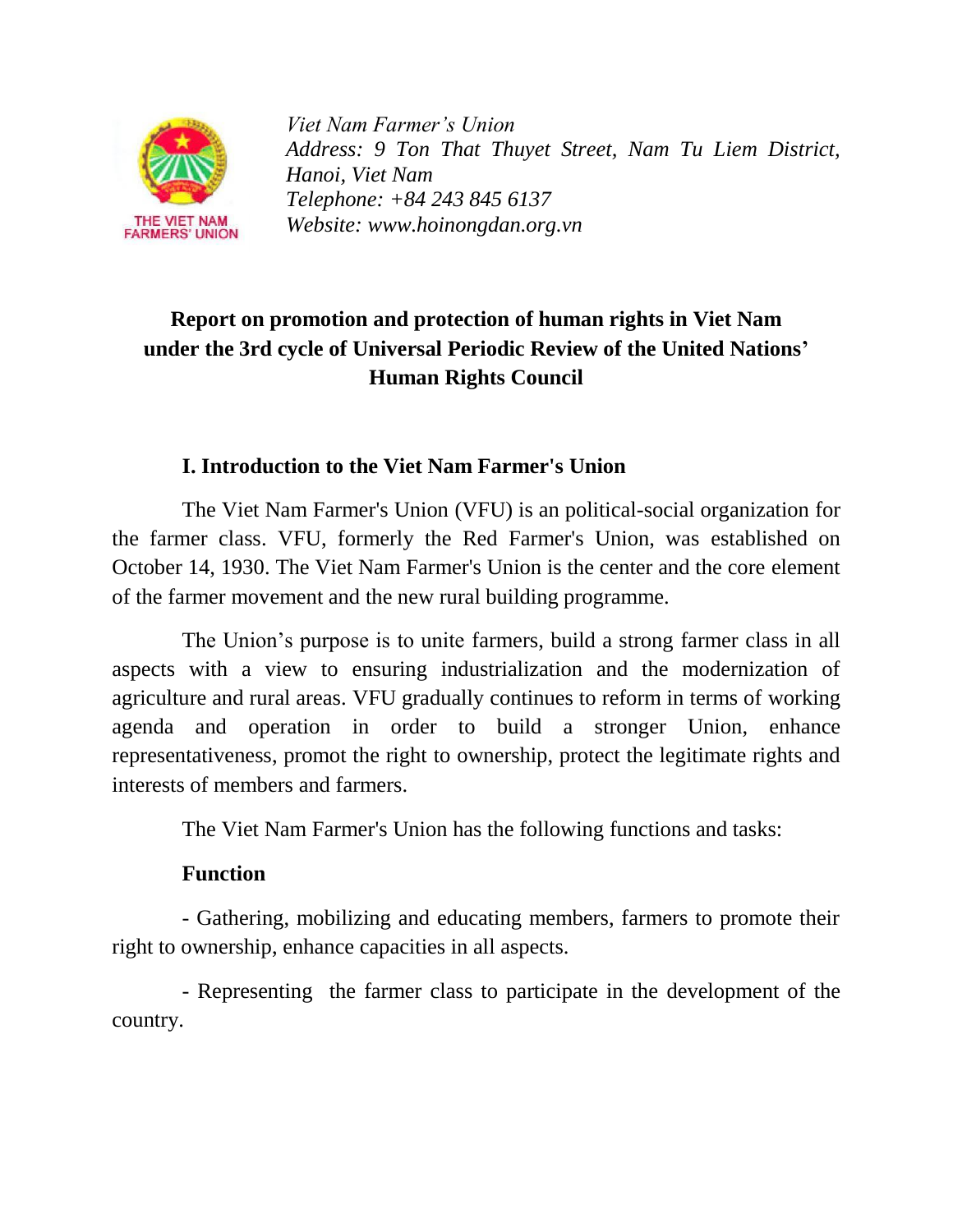*Viet Nam Farmer's Union*
*Address: 9 Ton That Thuyet Street, Nam Tu Liem District, Hanoi, Viet Nam*
*Telephone: +84 243 845 6137*
*Website: www.hoinongdan.org.vn*

# Report on promotion and protection of human rights in Viet Nam under the 3rd cycle of Universal Periodic Review of the United Nations' Human Rights Council

## I. Introduction to the Viet Nam Farmer's Union

The Viet Nam Farmer's Union (VFU) is an political-social organization for the farmer class. VFU, formerly the Red Farmer's Union, was established on October 14, 1930. The Viet Nam Farmer's Union is the center and the core element of the farmer movement and the new rural building programme.

The Union's purpose is to unite farmers, build a strong farmer class in all aspects with a view to ensuring industrialization and the modernization of agriculture and rural areas. VFU gradually continues to reform in terms of working agenda and operation in order to build a stronger Union, enhance representativeness, promot the right to ownership, protect the legitimate rights and interests of members and farmers.

The Viet Nam Farmer's Union has the following functions and tasks:

**Function**

- Gathering, mobilizing and educating members, farmers to promote their right to ownership, enhance capacities in all aspects.

- Representing the farmer class to participate in the development of the country.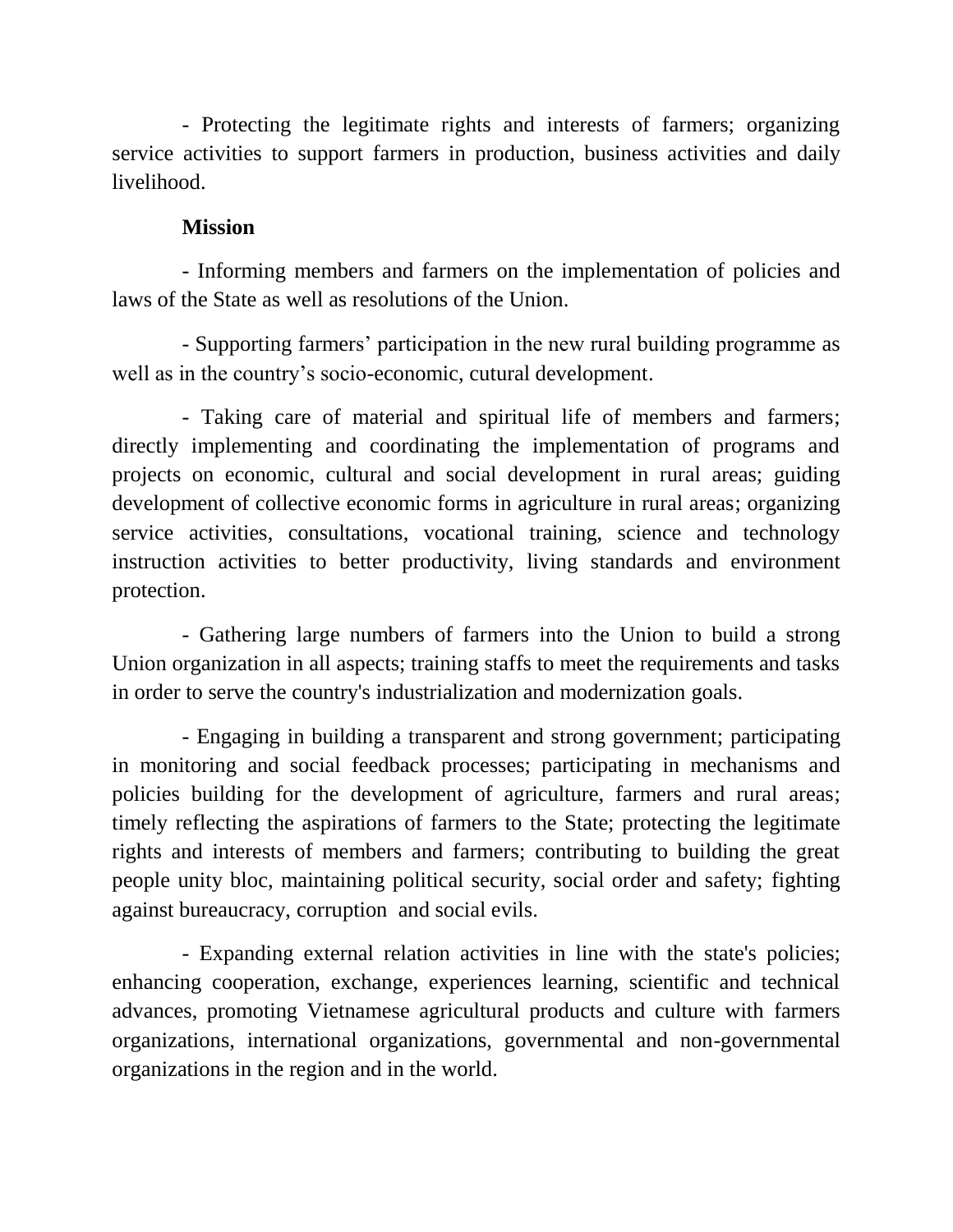- Protecting the legitimate rights and interests of farmers; organizing service activities to support farmers in production, business activities and daily livelihood.

**Mission**

- Informing members and farmers on the implementation of policies and laws of the State as well as resolutions of the Union.

- Supporting farmers' participation in the new rural building programme as well as in the country's socio-economic, cutural development.

- Taking care of material and spiritual life of members and farmers; directly implementing and coordinating the implementation of programs and projects on economic, cultural and social development in rural areas; guiding development of collective economic forms in agriculture in rural areas; organizing service activities, consultations, vocational training, science and technology instruction activities to better productivity, living standards and environment protection.

- Gathering large numbers of farmers into the Union to build a strong Union organization in all aspects; training staffs to meet the requirements and tasks in order to serve the country's industrialization and modernization goals.

- Engaging in building a transparent and strong government; participating in monitoring and social feedback processes; participating in mechanisms and policies building for the development of agriculture, farmers and rural areas; timely reflecting the aspirations of farmers to the State; protecting the legitimate rights and interests of members and farmers; contributing to building the great people unity bloc, maintaining political security, social order and safety; fighting against bureaucracy, corruption and social evils.

- Expanding external relation activities in line with the state's policies; enhancing cooperation, exchange, experiences learning, scientific and technical advances, promoting Vietnamese agricultural products and culture with farmers organizations, international organizations, governmental and non-governmental organizations in the region and in the world.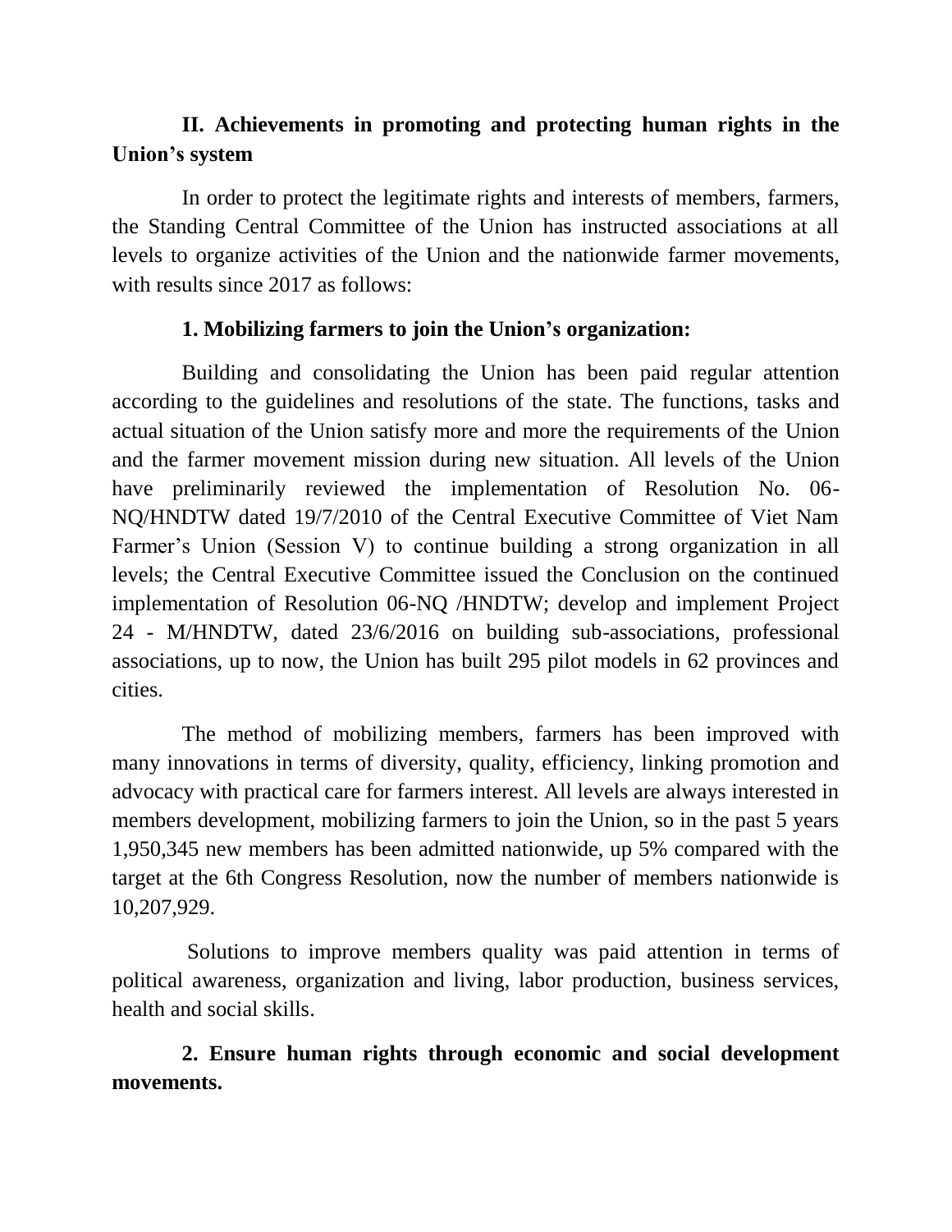## II. Achievements in promoting and protecting human rights in the Union's system

In order to protect the legitimate rights and interests of members, farmers, the Standing Central Committee of the Union has instructed associations at all levels to organize activities of the Union and the nationwide farmer movements, with results since 2017 as follows:

### 1. Mobilizing farmers to join the Union's organization:

Building and consolidating the Union has been paid regular attention according to the guidelines and resolutions of the state. The functions, tasks and actual situation of the Union satisfy more and more the requirements of the Union and the farmer movement mission during new situation. All levels of the Union have preliminarily reviewed the implementation of Resolution No. 06-NQ/HNDTW dated 19/7/2010 of the Central Executive Committee of Viet Nam Farmer's Union (Session V) to continue building a strong organization in all levels; the Central Executive Committee issued the Conclusion on the continued implementation of Resolution 06-NQ /HNDTW; develop and implement Project 24 - M/HNDTW, dated 23/6/2016 on building sub-associations, professional associations, up to now, the Union has built 295 pilot models in 62 provinces and cities.

The method of mobilizing members, farmers has been improved with many innovations in terms of diversity, quality, efficiency, linking promotion and advocacy with practical care for farmers interest. All levels are always interested in members development, mobilizing farmers to join the Union, so in the past 5 years 1,950,345 new members has been admitted nationwide, up 5% compared with the target at the 6th Congress Resolution, now the number of members nationwide is 10,207,929.

Solutions to improve members quality was paid attention in terms of political awareness, organization and living, labor production, business services, health and social skills.

### 2. Ensure human rights through economic and social development movements.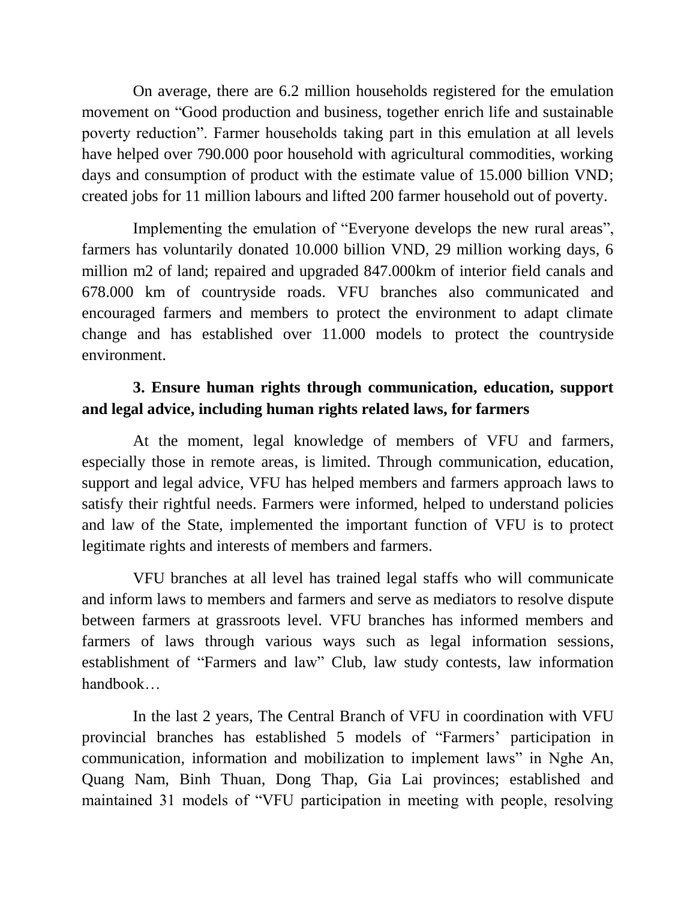On average, there are 6.2 million households registered for the emulation movement on "Good production and business, together enrich life and sustainable poverty reduction". Farmer households taking part in this emulation at all levels have helped over 790.000 poor household with agricultural commodities, working days and consumption of product with the estimate value of 15.000 billion VND; created jobs for 11 million labours and lifted 200 farmer household out of poverty.

Implementing the emulation of "Everyone develops the new rural areas", farmers has voluntarily donated 10.000 billion VND, 29 million working days, 6 million m2 of land; repaired and upgraded 847.000km of interior field canals and 678.000 km of countryside roads. VFU branches also communicated and encouraged farmers and members to protect the environment to adapt climate change and has established over 11.000 models to protect the countryside environment.

### 3. Ensure human rights through communication, education, support and legal advice, including human rights related laws, for farmers

At the moment, legal knowledge of members of VFU and farmers, especially those in remote areas, is limited. Through communication, education, support and legal advice, VFU has helped members and farmers approach laws to satisfy their rightful needs. Farmers were informed, helped to understand policies and law of the State, implemented the important function of VFU is to protect legitimate rights and interests of members and farmers.

VFU branches at all level has trained legal staffs who will communicate and inform laws to members and farmers and serve as mediators to resolve dispute between farmers at grassroots level. VFU branches has informed members and farmers of laws through various ways such as legal information sessions, establishment of "Farmers and law" Club, law study contests, law information handbook…

In the last 2 years, The Central Branch of VFU in coordination with VFU provincial branches has established 5 models of "Farmers' participation in communication, information and mobilization to implement laws" in Nghe An, Quang Nam, Binh Thuan, Dong Thap, Gia Lai provinces; established and maintained 31 models of "VFU participation in meeting with people, resolving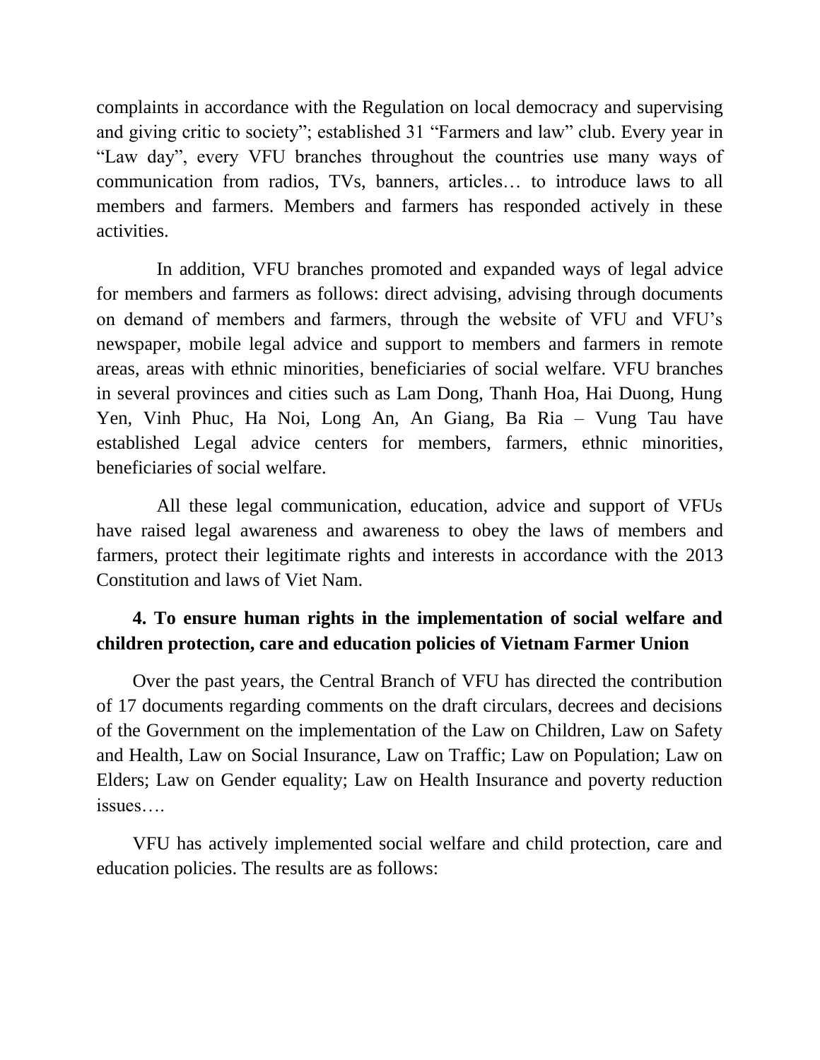complaints in accordance with the Regulation on local democracy and supervising and giving critic to society"; established 31 "Farmers and law" club. Every year in "Law day", every VFU branches throughout the countries use many ways of communication from radios, TVs, banners, articles… to introduce laws to all members and farmers. Members and farmers has responded actively in these activities.

In addition, VFU branches promoted and expanded ways of legal advice for members and farmers as follows: direct advising, advising through documents on demand of members and farmers, through the website of VFU and VFU's newspaper, mobile legal advice and support to members and farmers in remote areas, areas with ethnic minorities, beneficiaries of social welfare. VFU branches in several provinces and cities such as Lam Dong, Thanh Hoa, Hai Duong, Hung Yen, Vinh Phuc, Ha Noi, Long An, An Giang, Ba Ria – Vung Tau have established Legal advice centers for members, farmers, ethnic minorities, beneficiaries of social welfare.

All these legal communication, education, advice and support of VFUs have raised legal awareness and awareness to obey the laws of members and farmers, protect their legitimate rights and interests in accordance with the 2013 Constitution and laws of Viet Nam.

**4. To ensure human rights in the implementation of social welfare and children protection, care and education policies of Vietnam Farmer Union**

Over the past years, the Central Branch of VFU has directed the contribution of 17 documents regarding comments on the draft circulars, decrees and decisions of the Government on the implementation of the Law on Children, Law on Safety and Health, Law on Social Insurance, Law on Traffic; Law on Population; Law on Elders; Law on Gender equality; Law on Health Insurance and poverty reduction issues….

VFU has actively implemented social welfare and child protection, care and education policies. The results are as follows: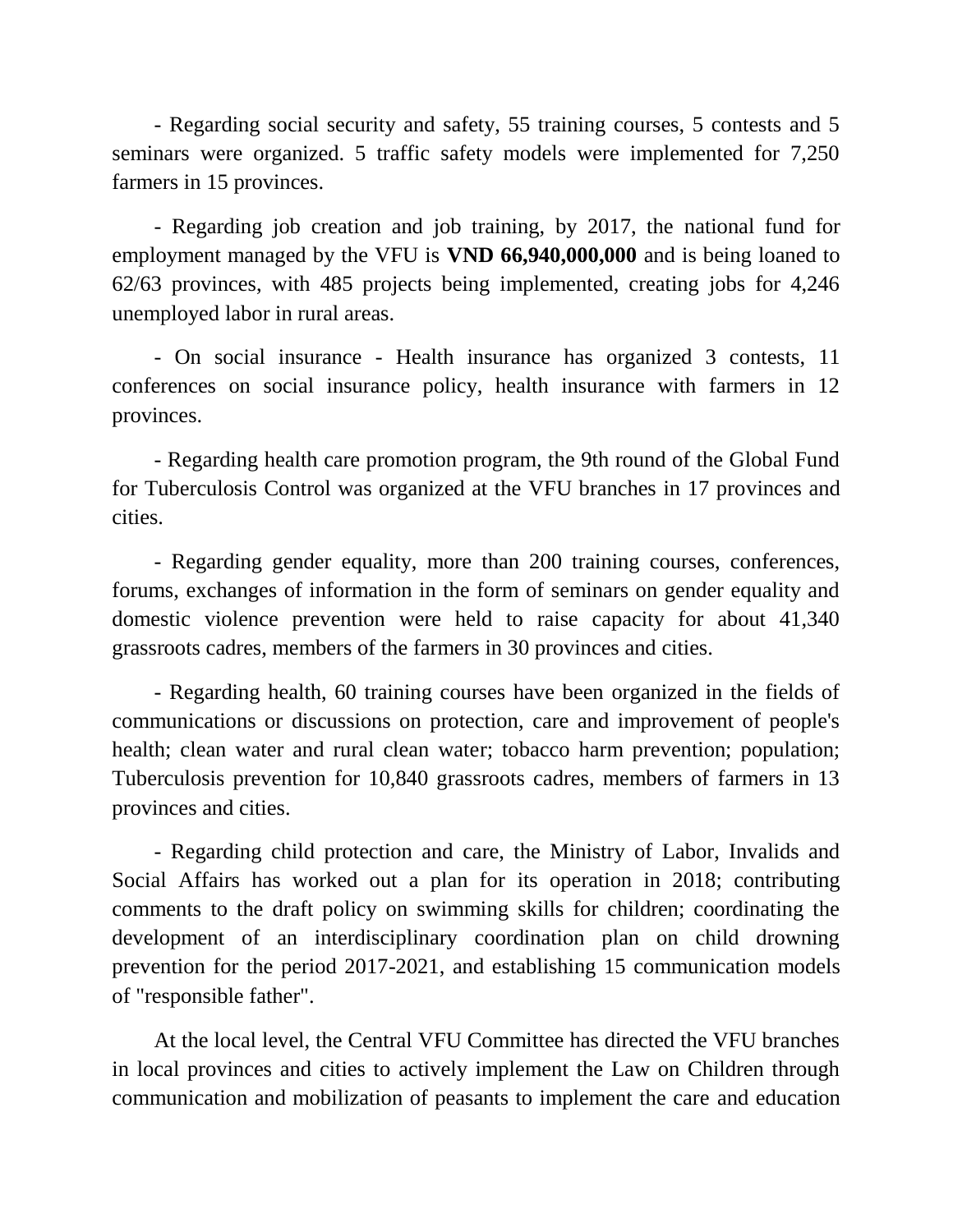- Regarding social security and safety, 55 training courses, 5 contests and 5 seminars were organized. 5 traffic safety models were implemented for 7,250 farmers in 15 provinces.

- Regarding job creation and job training, by 2017, the national fund for employment managed by the VFU is **VND 66,940,000,000** and is being loaned to 62/63 provinces, with 485 projects being implemented, creating jobs for 4,246 unemployed labor in rural areas.

- On social insurance - Health insurance has organized 3 contests, 11 conferences on social insurance policy, health insurance with farmers in 12 provinces.

- Regarding health care promotion program, the 9th round of the Global Fund for Tuberculosis Control was organized at the VFU branches in 17 provinces and cities.

- Regarding gender equality, more than 200 training courses, conferences, forums, exchanges of information in the form of seminars on gender equality and domestic violence prevention were held to raise capacity for about 41,340 grassroots cadres, members of the farmers in 30 provinces and cities.

- Regarding health, 60 training courses have been organized in the fields of communications or discussions on protection, care and improvement of people's health; clean water and rural clean water; tobacco harm prevention; population; Tuberculosis prevention for 10,840 grassroots cadres, members of farmers in 13 provinces and cities.

- Regarding child protection and care, the Ministry of Labor, Invalids and Social Affairs has worked out a plan for its operation in 2018; contributing comments to the draft policy on swimming skills for children; coordinating the development of an interdisciplinary coordination plan on child drowning prevention for the period 2017-2021, and establishing 15 communication models of "responsible father".

At the local level, the Central VFU Committee has directed the VFU branches in local provinces and cities to actively implement the Law on Children through communication and mobilization of peasants to implement the care and education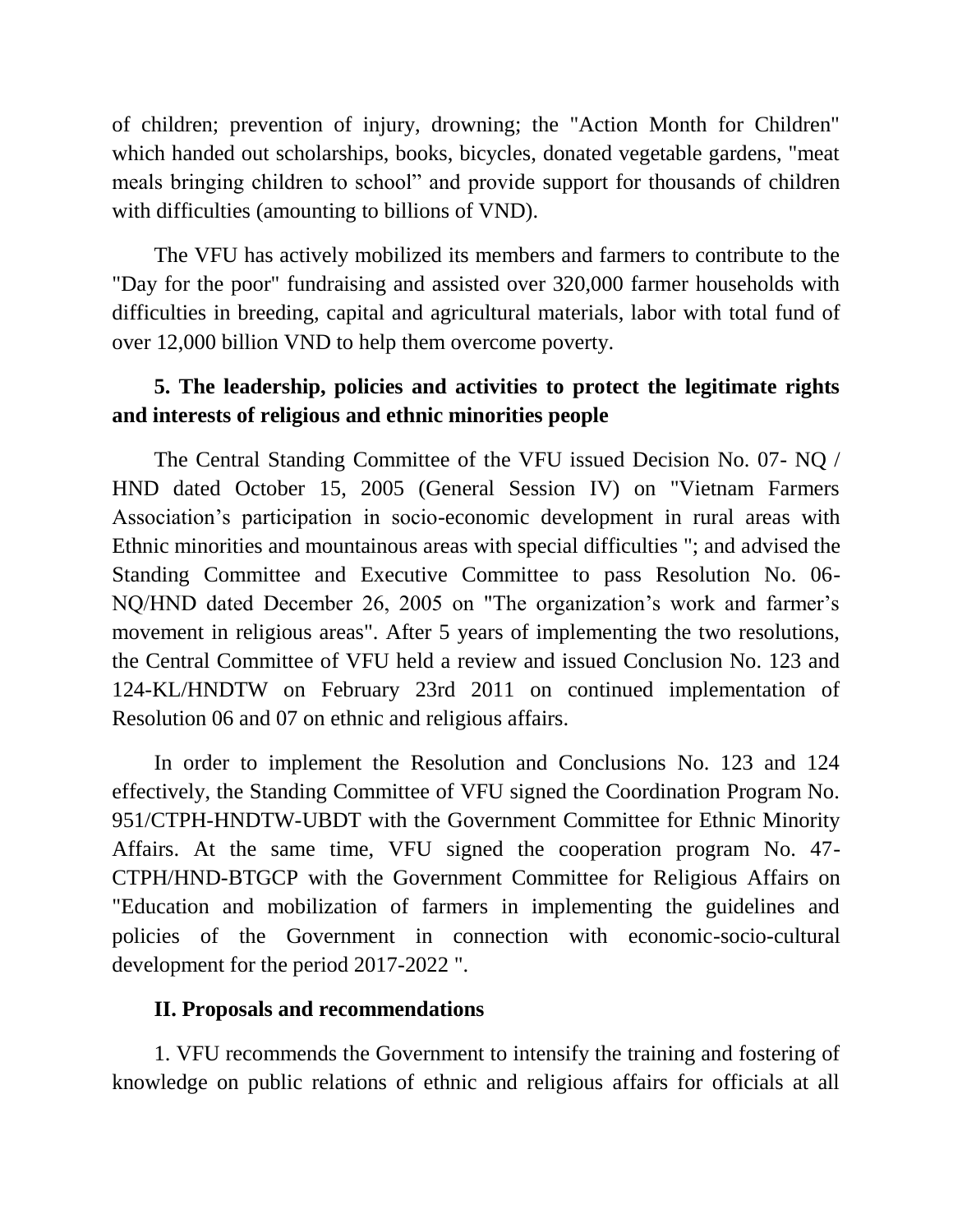of children; prevention of injury, drowning; the "Action Month for Children" which handed out scholarships, books, bicycles, donated vegetable gardens, "meat meals bringing children to school" and provide support for thousands of children with difficulties (amounting to billions of VND).

The VFU has actively mobilized its members and farmers to contribute to the "Day for the poor" fundraising and assisted over 320,000 farmer households with difficulties in breeding, capital and agricultural materials, labor with total fund of over 12,000 billion VND to help them overcome poverty.

**5. The leadership, policies and activities to protect the legitimate rights and interests of religious and ethnic minorities people**

The Central Standing Committee of the VFU issued Decision No. 07- NQ / HND dated October 15, 2005 (General Session IV) on "Vietnam Farmers Association's participation in socio-economic development in rural areas with Ethnic minorities and mountainous areas with special difficulties "; and advised the Standing Committee and Executive Committee to pass Resolution No. 06-NQ/HND dated December 26, 2005 on "The organization's work and farmer's movement in religious areas". After 5 years of implementing the two resolutions, the Central Committee of VFU held a review and issued Conclusion No. 123 and 124-KL/HNDTW on February 23rd 2011 on continued implementation of Resolution 06 and 07 on ethnic and religious affairs.

In order to implement the Resolution and Conclusions No. 123 and 124 effectively, the Standing Committee of VFU signed the Coordination Program No. 951/CTPH-HNDTW-UBDT with the Government Committee for Ethnic Minority Affairs. At the same time, VFU signed the cooperation program No. 47-CTPH/HND-BTGCP with the Government Committee for Religious Affairs on "Education and mobilization of farmers in implementing the guidelines and policies of the Government in connection with economic-socio-cultural development for the period 2017-2022 ".

**II. Proposals and recommendations**

1. VFU recommends the Government to intensify the training and fostering of knowledge on public relations of ethnic and religious affairs for officials at all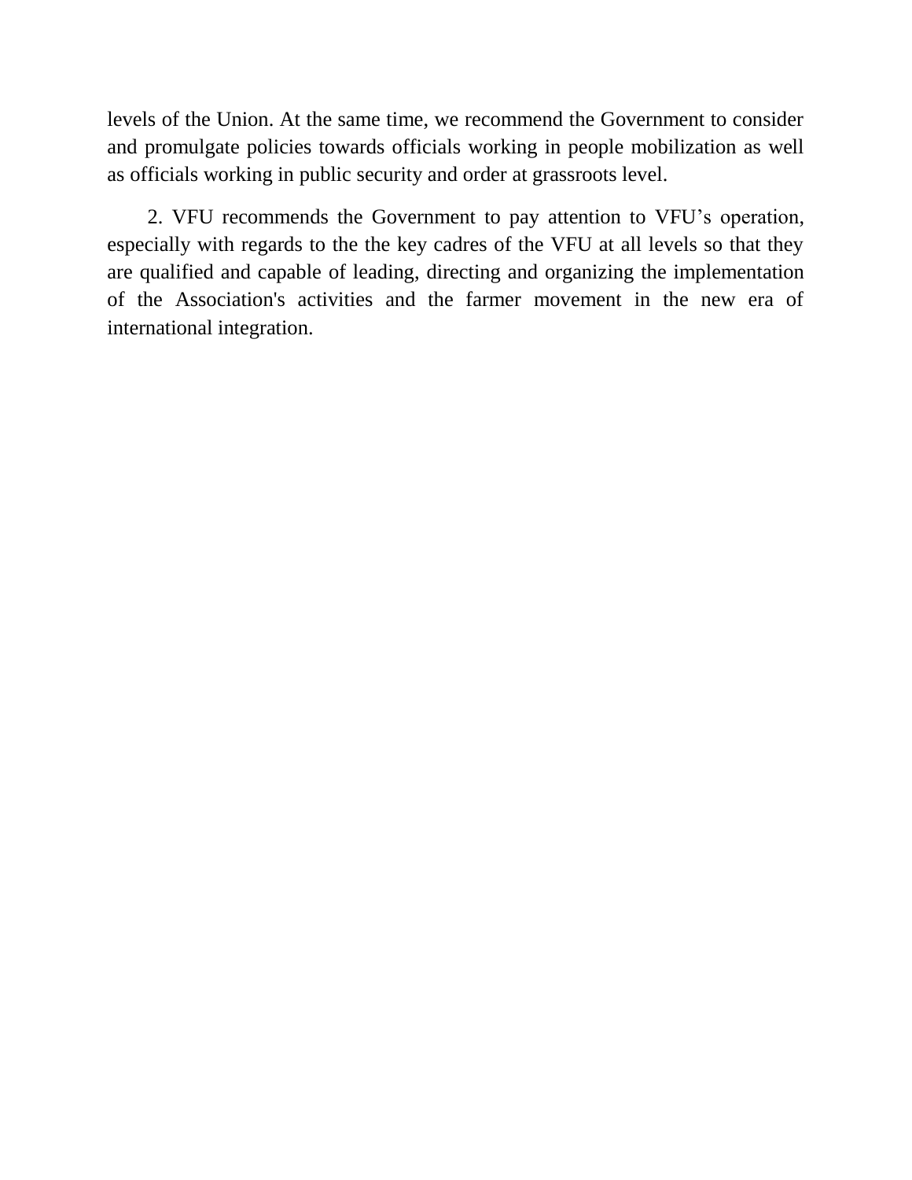levels of the Union. At the same time, we recommend the Government to consider and promulgate policies towards officials working in people mobilization as well as officials working in public security and order at grassroots level.

2. VFU recommends the Government to pay attention to VFU's operation, especially with regards to the the key cadres of the VFU at all levels so that they are qualified and capable of leading, directing and organizing the implementation of the Association's activities and the farmer movement in the new era of international integration.